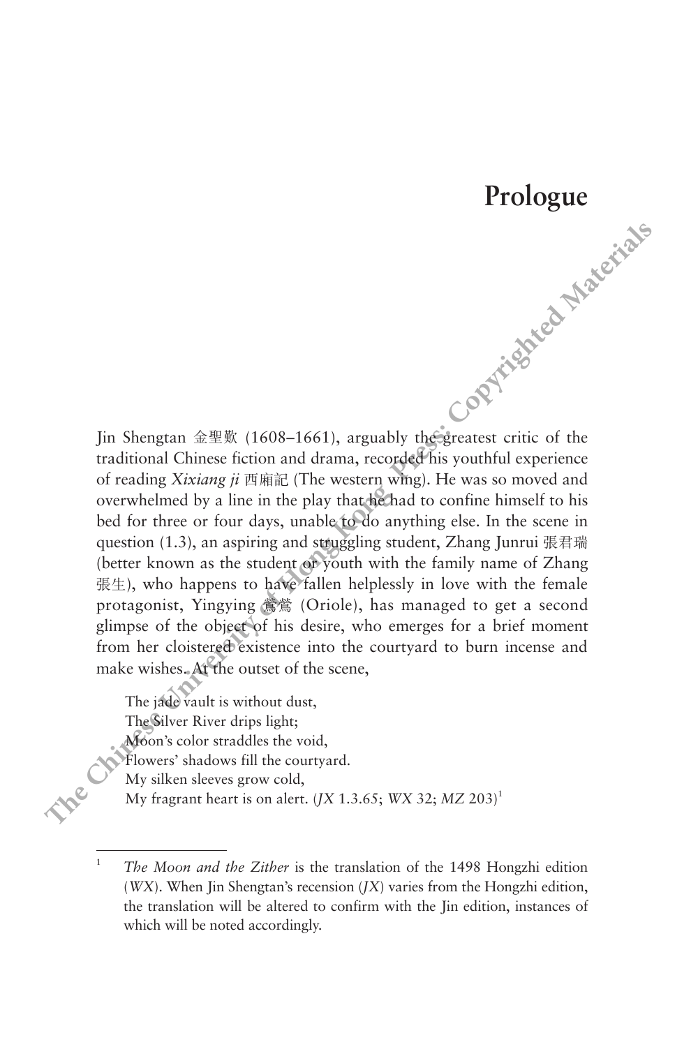# Prologue

Jin Shengtan 金聖歎 (1608–1661), arguably the greatest critic of the traditional Chinese fiction and drama, recorded his youthful experience of reading *Xixiang ji* 西廂記 (The western wing). He was so moved and overwhelmed by a line in the play that he had to confine himself to his bed for three or four days, unable to do anything else. In the scene in question (1.3), an aspiring and struggling student, Zhang Junrui 張君瑞 (better known as the student or youth with the family name of Zhang 張生), who happens to have fallen helplessly in love with the female protagonist, Yingying 鶯鶯 (Oriole), has managed to get a second glimpse of the object of his desire, who emerges for a brief moment from her cloistered existence into the courtyard to burn incense and make wishes. At the outset of the scene,

> The jade vault is without dust,
> The Silver River drips light;
> Moon's color straddles the void,
> Flowers' shadows fill the courtyard.
> My silken sleeves grow cold,
> My fragrant heart is on alert. (*JX* 1.3.65; *WX* 32; *MZ* 203)[1]

---

[1] *The Moon and the Zither* is the translation of the 1498 Hongzhi edition (*WX*). When Jin Shengtan's recension (*JX*) varies from the Hongzhi edition, the translation will be altered to confirm with the Jin edition, instances of which will be noted accordingly.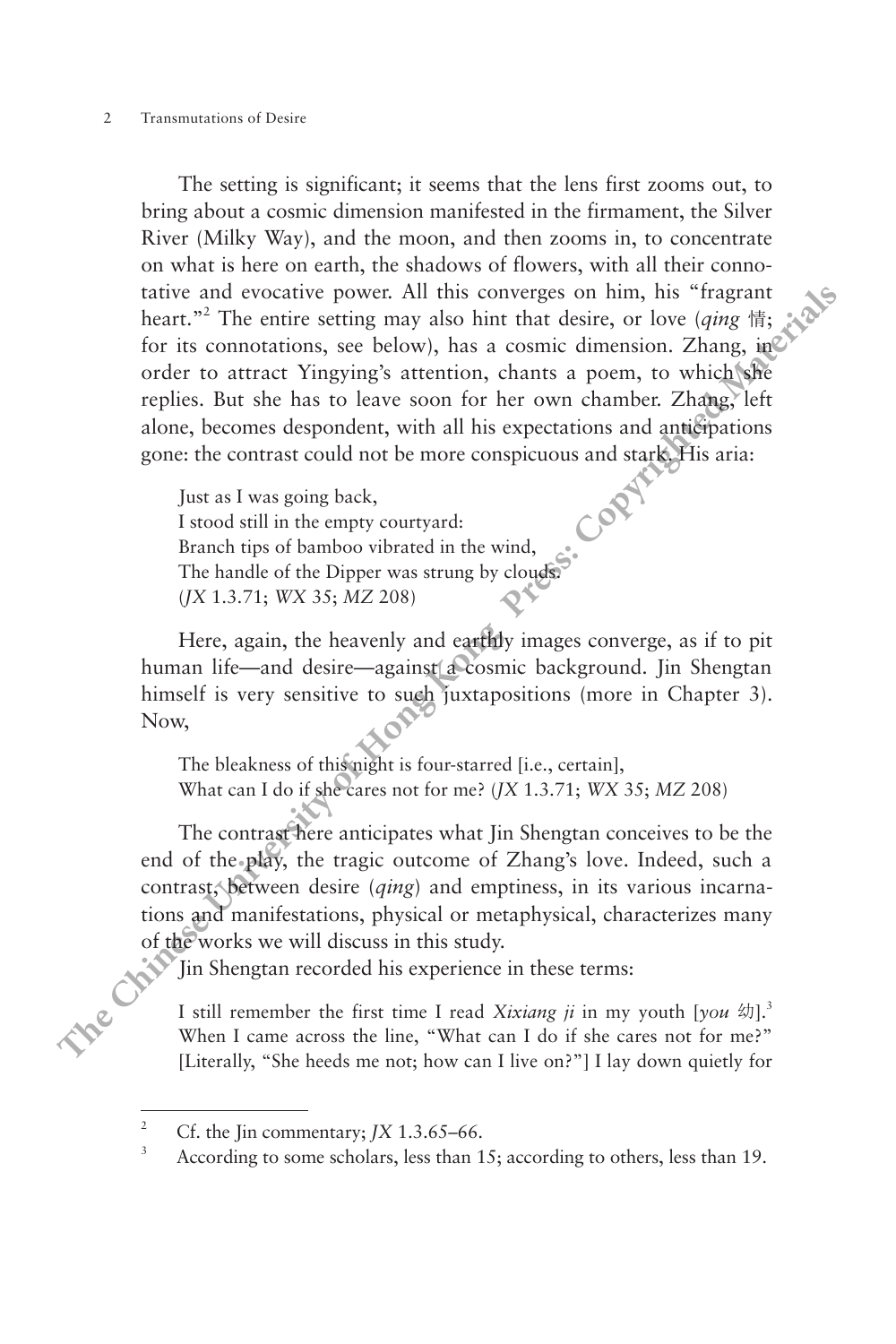The setting is significant; it seems that the lens first zooms out, to bring about a cosmic dimension manifested in the firmament, the Silver River (Milky Way), and the moon, and then zooms in, to concentrate on what is here on earth, the shadows of flowers, with all their connotative and evocative power. All this converges on him, his "fragrant heart."[2] The entire setting may also hint that desire, or love (*qing* 情; for its connotations, see below), has a cosmic dimension. Zhang, in order to attract Yingying's attention, chants a poem, to which she replies. But she has to leave soon for her own chamber. Zhang, left alone, becomes despondent, with all his expectations and anticipations gone: the contrast could not be more conspicuous and stark. His aria:

> Just as I was going back,
> I stood still in the empty courtyard:
> Branch tips of bamboo vibrated in the wind,
> The handle of the Dipper was strung by clouds.
> (*JX* 1.3.71; *WX* 35; *MZ* 208)

Here, again, the heavenly and earthly images converge, as if to pit human life—and desire—against a cosmic background. Jin Shengtan himself is very sensitive to such juxtapositions (more in Chapter 3). Now,

> The bleakness of this night is four-starred [i.e., certain],
> What can I do if she cares not for me? (*JX* 1.3.71; *WX* 35; *MZ* 208)

The contrast here anticipates what Jin Shengtan conceives to be the end of the play, the tragic outcome of Zhang's love. Indeed, such a contrast, between desire (*qing*) and emptiness, in its various incarnations and manifestations, physical or metaphysical, characterizes many of the works we will discuss in this study.

Jin Shengtan recorded his experience in these terms:

> I still remember the first time I read *Xixiang ji* in my youth [*you* 幼].[3] When I came across the line, "What can I do if she cares not for me?" [Literally, "She heeds me not; how can I live on?"] I lay down quietly for

---

[2] Cf. the Jin commentary; *JX* 1.3.65–66.

[3] According to some scholars, less than 15; according to others, less than 19.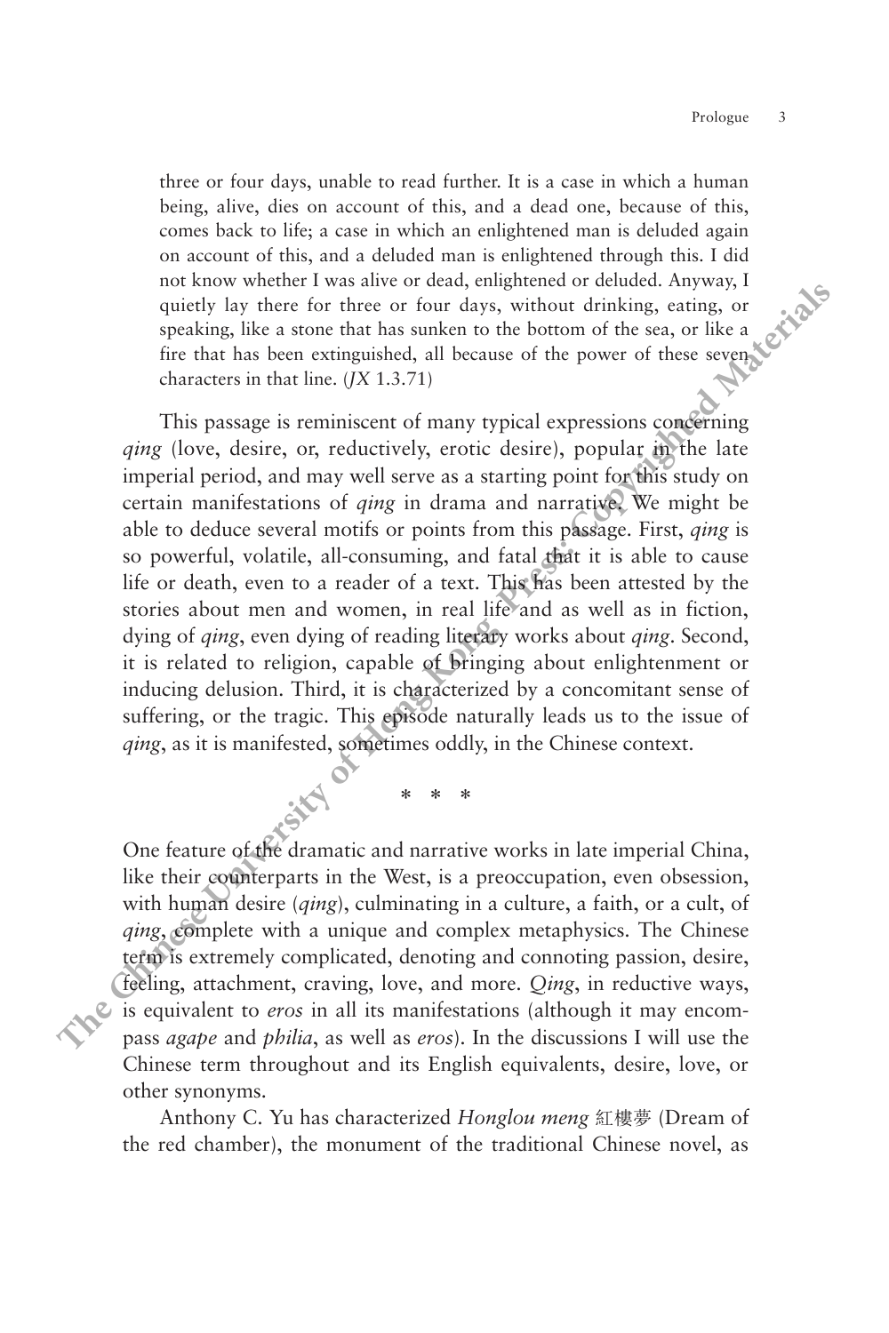> three or four days, unable to read further. It is a case in which a human being, alive, dies on account of this, and a dead one, because of this, comes back to life; a case in which an enlightened man is deluded again on account of this, and a deluded man is enlightened through this. I did not know whether I was alive or dead, enlightened or deluded. Anyway, I quietly lay there for three or four days, without drinking, eating, or speaking, like a stone that has sunken to the bottom of the sea, or like a fire that has been extinguished, all because of the power of these seven characters in that line. (*JX* 1.3.71)

This passage is reminiscent of many typical expressions concerning *qing* (love, desire, or, reductively, erotic desire), popular in the late imperial period, and may well serve as a starting point for this study on certain manifestations of *qing* in drama and narrative. We might be able to deduce several motifs or points from this passage. First, *qing* is so powerful, volatile, all-consuming, and fatal that it is able to cause life or death, even to a reader of a text. This has been attested by the stories about men and women, in real life and as well as in fiction, dying of *qing*, even dying of reading literary works about *qing*. Second, it is related to religion, capable of bringing about enlightenment or inducing delusion. Third, it is characterized by a concomitant sense of suffering, or the tragic. This episode naturally leads us to the issue of *qing*, as it is manifested, sometimes oddly, in the Chinese context.

\* \* \*

One feature of the dramatic and narrative works in late imperial China, like their counterparts in the West, is a preoccupation, even obsession, with human desire (*qing*), culminating in a culture, a faith, or a cult, of *qing*, complete with a unique and complex metaphysics. The Chinese term is extremely complicated, denoting and connoting passion, desire, feeling, attachment, craving, love, and more. *Qing*, in reductive ways, is equivalent to *eros* in all its manifestations (although it may encompass *agape* and *philia*, as well as *eros*). In the discussions I will use the Chinese term throughout and its English equivalents, desire, love, or other synonyms.

Anthony C. Yu has characterized *Honglou meng* 紅樓夢 (Dream of the red chamber), the monument of the traditional Chinese novel, as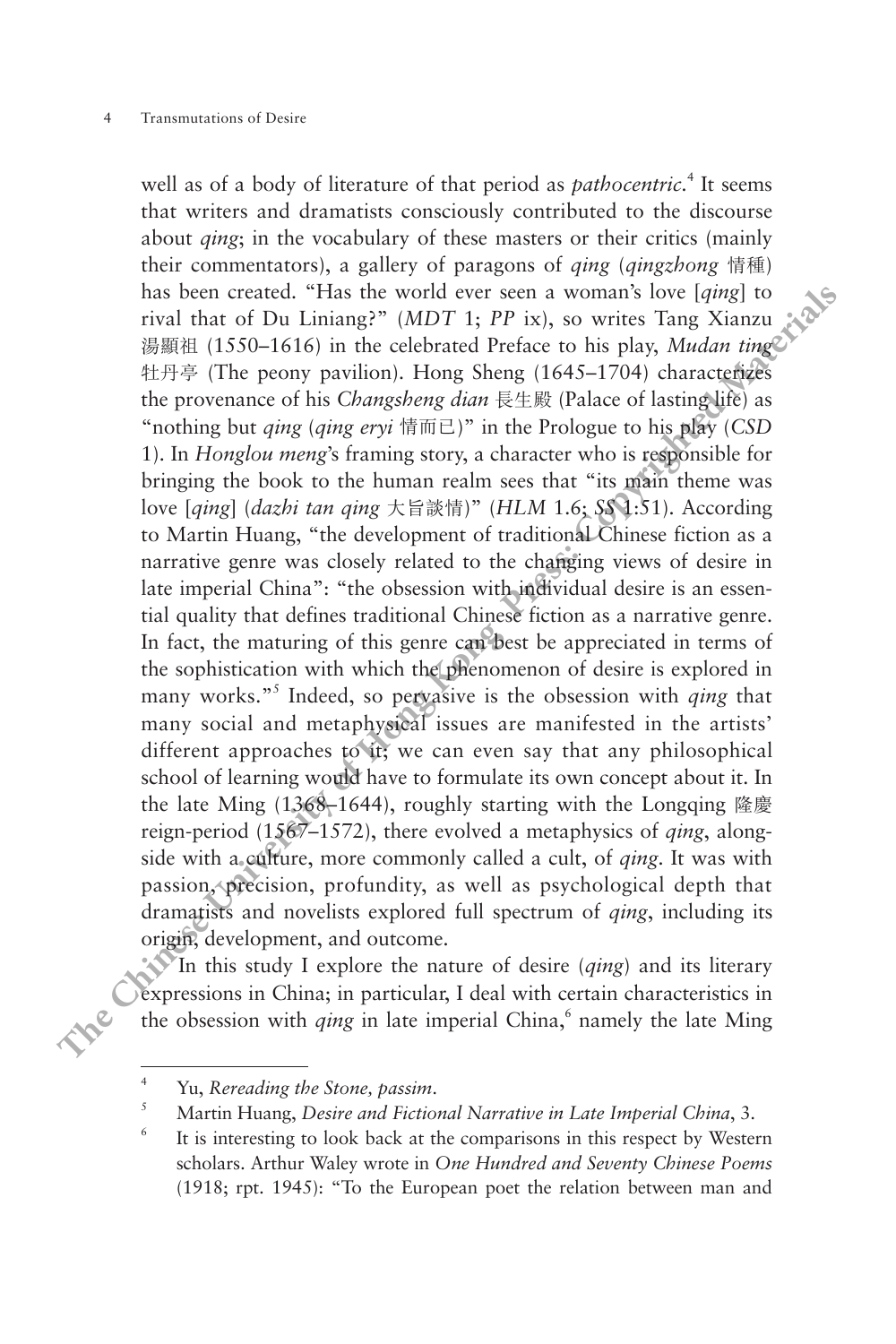well as of a body of literature of that period as *pathocentric*.[4] It seems that writers and dramatists consciously contributed to the discourse about *qing*; in the vocabulary of these masters or their critics (mainly their commentators), a gallery of paragons of *qing* (*qingzhong* 情種) has been created. "Has the world ever seen a woman's love [*qing*] to rival that of Du Liniang?" (*MDT* 1; *PP* ix), so writes Tang Xianzu 湯顯祖 (1550–1616) in the celebrated Preface to his play, *Mudan ting* 牡丹亭 (The peony pavilion). Hong Sheng (1645–1704) characterizes the provenance of his *Changsheng dian* 長生殿 (Palace of lasting life) as "nothing but *qing* (*qing eryi* 情而已)" in the Prologue to his play (*CSD* 1). In *Honglou meng*'s framing story, a character who is responsible for bringing the book to the human realm sees that "its main theme was love [*qing*] (*dazhi tan qing* 大旨談情)" (*HLM* 1.6; *SS* 1:51). According to Martin Huang, "the development of traditional Chinese fiction as a narrative genre was closely related to the changing views of desire in late imperial China": "the obsession with individual desire is an essential quality that defines traditional Chinese fiction as a narrative genre. In fact, the maturing of this genre can best be appreciated in terms of the sophistication with which the phenomenon of desire is explored in many works."[5] Indeed, so pervasive is the obsession with *qing* that many social and metaphysical issues are manifested in the artists' different approaches to it; we can even say that any philosophical school of learning would have to formulate its own concept about it. In the late Ming (1368–1644), roughly starting with the Longqing 隆慶 reign-period (1567–1572), there evolved a metaphysics of *qing*, alongside with a culture, more commonly called a cult, of *qing*. It was with passion, precision, profundity, as well as psychological depth that dramatists and novelists explored full spectrum of *qing*, including its origin, development, and outcome.

In this study I explore the nature of desire (*qing*) and its literary expressions in China; in particular, I deal with certain characteristics in the obsession with *qing* in late imperial China,[6] namely the late Ming

---

[4] Yu, *Rereading the Stone, passim*.

[5] Martin Huang, *Desire and Fictional Narrative in Late Imperial China*, 3.

[6] It is interesting to look back at the comparisons in this respect by Western scholars. Arthur Waley wrote in *One Hundred and Seventy Chinese Poems* (1918; rpt. 1945): "To the European poet the relation between man and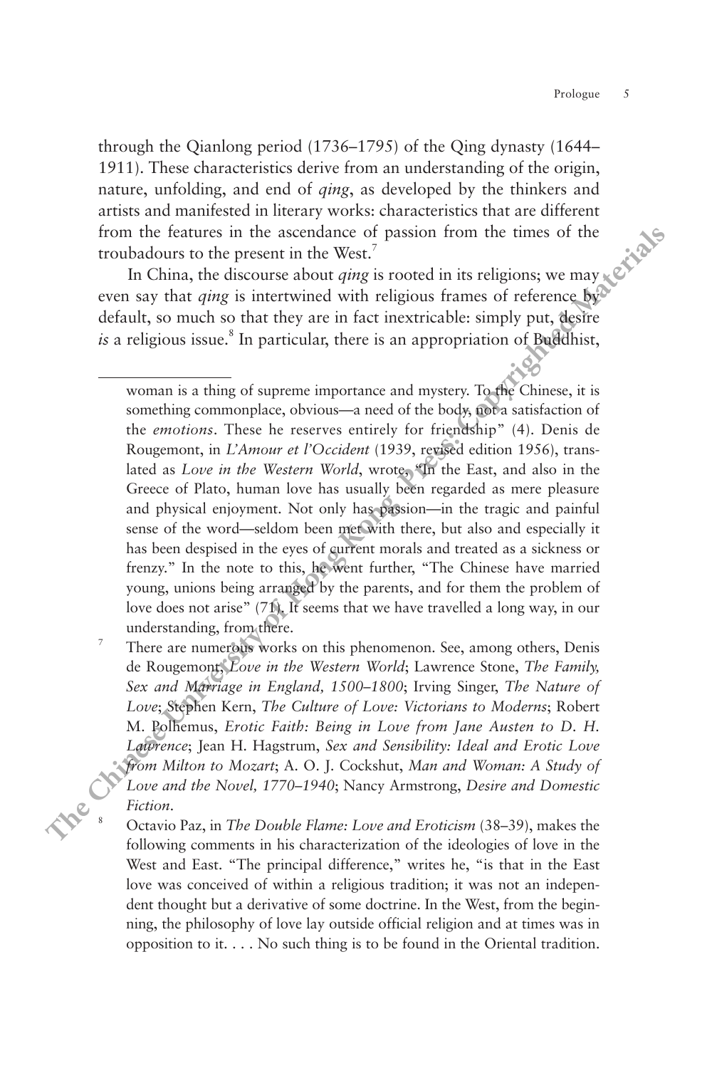through the Qianlong period (1736–1795) of the Qing dynasty (1644–1911). These characteristics derive from an understanding of the origin, nature, unfolding, and end of *qing*, as developed by the thinkers and artists and manifested in literary works: characteristics that are different from the features in the ascendance of passion from the times of the troubadours to the present in the West.[7]

In China, the discourse about *qing* is rooted in its religions; we may even say that *qing* is intertwined with religious frames of reference by default, so much so that they are in fact inextricable: simply put, desire *is* a religious issue.[8] In particular, there is an appropriation of Buddhist,

---

woman is a thing of supreme importance and mystery. To the Chinese, it is something commonplace, obvious—a need of the body, not a satisfaction of the *emotions*. These he reserves entirely for friendship" (4). Denis de Rougemont, in *L'Amour et l'Occident* (1939, revised edition 1956), translated as *Love in the Western World*, wrote, "In the East, and also in the Greece of Plato, human love has usually been regarded as mere pleasure and physical enjoyment. Not only has passion—in the tragic and painful sense of the word—seldom been met with there, but also and especially it has been despised in the eyes of current morals and treated as a sickness or frenzy." In the note to this, he went further, "The Chinese have married young, unions being arranged by the parents, and for them the problem of love does not arise" (71). It seems that we have travelled a long way, in our understanding, from there.

[7] There are numerous works on this phenomenon. See, among others, Denis de Rougemont, *Love in the Western World*; Lawrence Stone, *The Family, Sex and Marriage in England, 1500–1800*; Irving Singer, *The Nature of Love*; Stephen Kern, *The Culture of Love: Victorians to Moderns*; Robert M. Polhemus, *Erotic Faith: Being in Love from Jane Austen to D. H. Lawrence*; Jean H. Hagstrum, *Sex and Sensibility: Ideal and Erotic Love from Milton to Mozart*; A. O. J. Cockshut, *Man and Woman: A Study of Love and the Novel, 1770–1940*; Nancy Armstrong, *Desire and Domestic Fiction*.

[8] Octavio Paz, in *The Double Flame: Love and Eroticism* (38–39), makes the following comments in his characterization of the ideologies of love in the West and East. "The principal difference," writes he, "is that in the East love was conceived of within a religious tradition; it was not an independent thought but a derivative of some doctrine. In the West, from the beginning, the philosophy of love lay outside official religion and at times was in opposition to it. . . . No such thing is to be found in the Oriental tradition.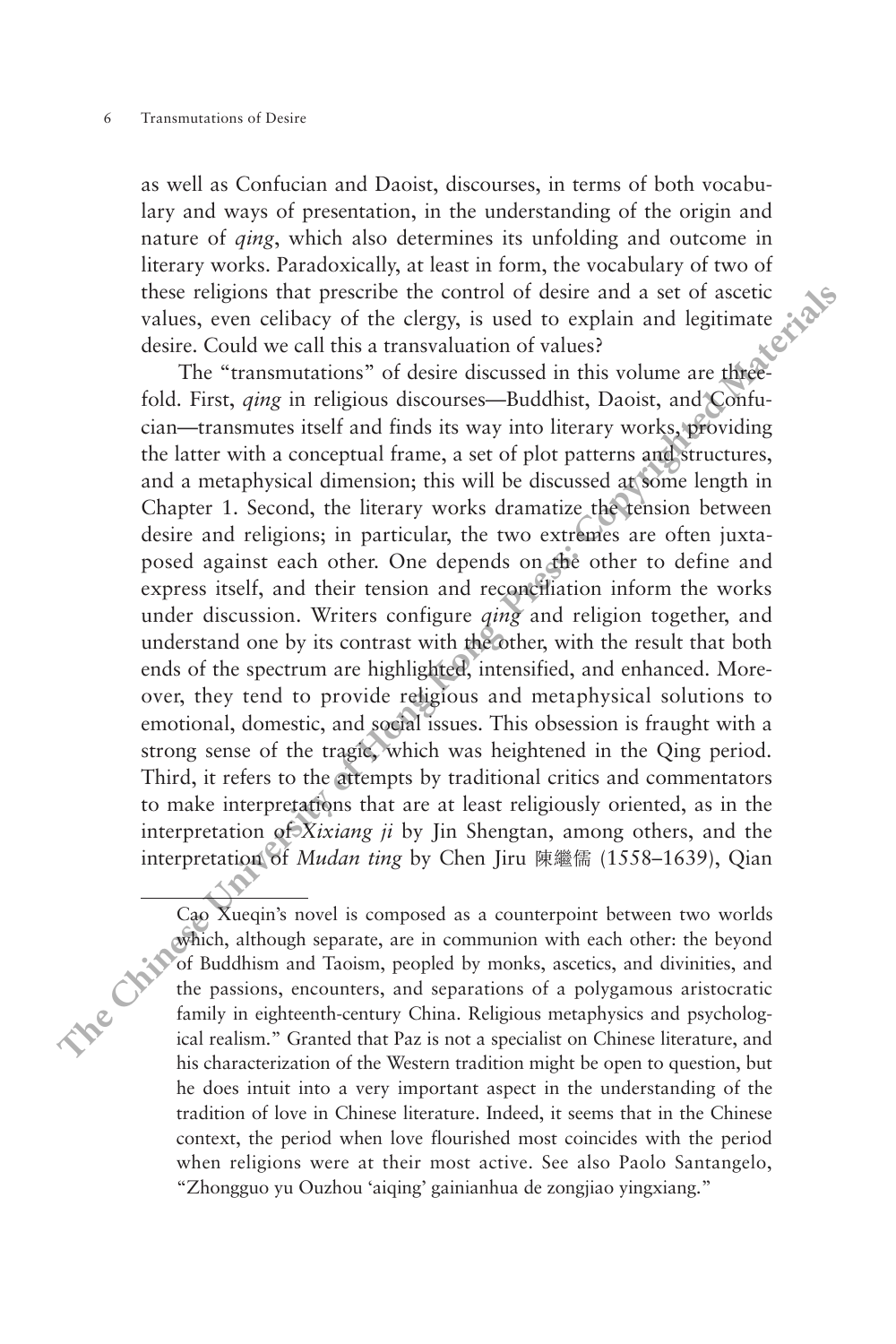as well as Confucian and Daoist, discourses, in terms of both vocabulary and ways of presentation, in the understanding of the origin and nature of *qing*, which also determines its unfolding and outcome in literary works. Paradoxically, at least in form, the vocabulary of two of these religions that prescribe the control of desire and a set of ascetic values, even celibacy of the clergy, is used to explain and legitimate desire. Could we call this a transvaluation of values?

The "transmutations" of desire discussed in this volume are threefold. First, *qing* in religious discourses—Buddhist, Daoist, and Confucian—transmutes itself and finds its way into literary works, providing the latter with a conceptual frame, a set of plot patterns and structures, and a metaphysical dimension; this will be discussed at some length in Chapter 1. Second, the literary works dramatize the tension between desire and religions; in particular, the two extremes are often juxtaposed against each other. One depends on the other to define and express itself, and their tension and reconciliation inform the works under discussion. Writers configure *qing* and religion together, and understand one by its contrast with the other, with the result that both ends of the spectrum are highlighted, intensified, and enhanced. Moreover, they tend to provide religious and metaphysical solutions to emotional, domestic, and social issues. This obsession is fraught with a strong sense of the tragic, which was heightened in the Qing period. Third, it refers to the attempts by traditional critics and commentators to make interpretations that are at least religiously oriented, as in the interpretation of *Xixiang ji* by Jin Shengtan, among others, and the interpretation of *Mudan ting* by Chen Jiru 陳繼儒 (1558–1639), Qian

---

Cao Xueqin's novel is composed as a counterpoint between two worlds which, although separate, are in communion with each other: the beyond of Buddhism and Taoism, peopled by monks, ascetics, and divinities, and the passions, encounters, and separations of a polygamous aristocratic family in eighteenth-century China. Religious metaphysics and psychological realism." Granted that Paz is not a specialist on Chinese literature, and his characterization of the Western tradition might be open to question, but he does intuit into a very important aspect in the understanding of the tradition of love in Chinese literature. Indeed, it seems that in the Chinese context, the period when love flourished most coincides with the period when religions were at their most active. See also Paolo Santangelo, "Zhongguo yu Ouzhou 'aiqing' gainianhua de zongjiao yingxiang."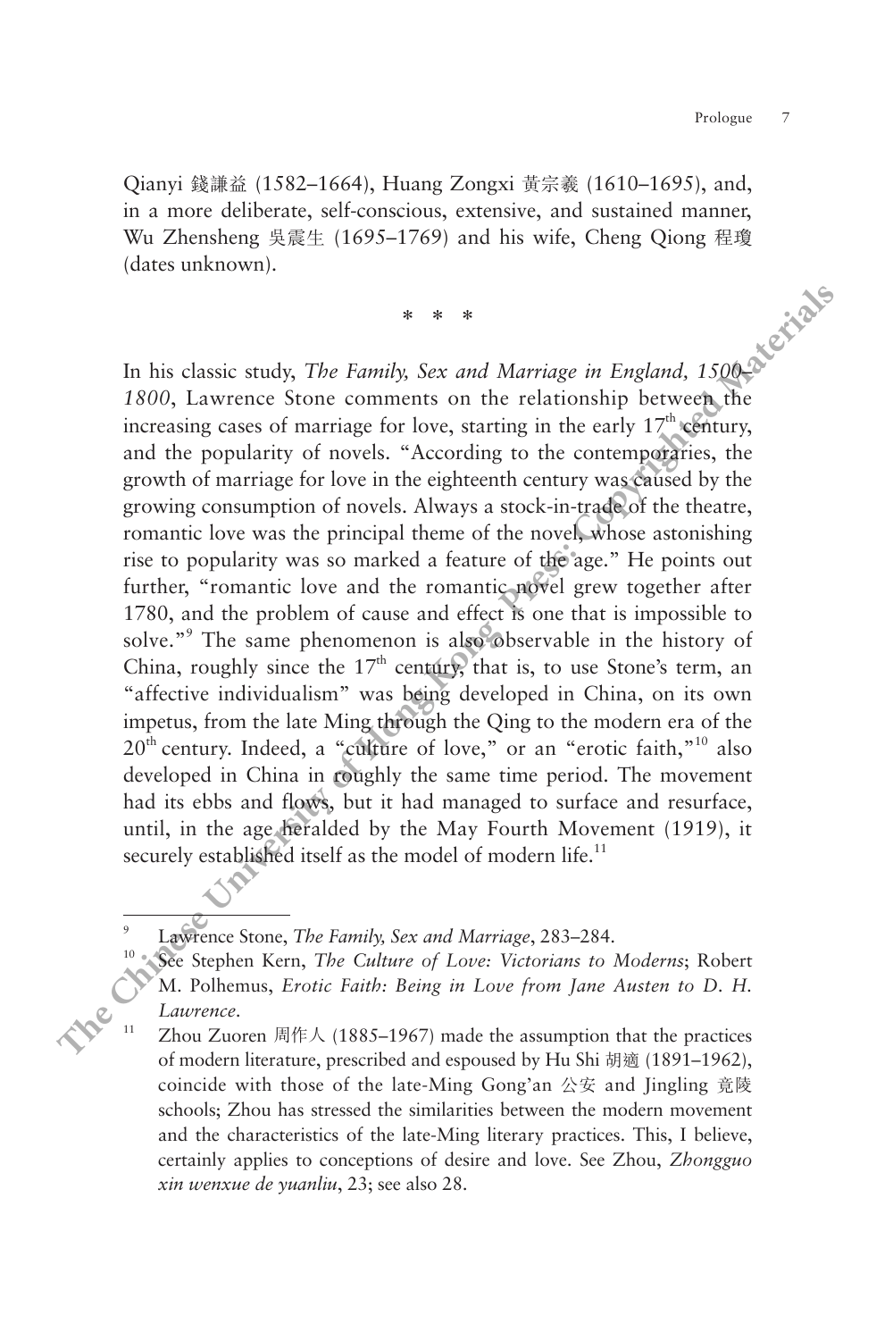Qianyi 錢謙益 (1582–1664), Huang Zongxi 黃宗羲 (1610–1695), and, in a more deliberate, self-conscious, extensive, and sustained manner, Wu Zhensheng 吳震生 (1695–1769) and his wife, Cheng Qiong 程瓊 (dates unknown).

\* \* \*

In his classic study, *The Family, Sex and Marriage in England, 1500–1800*, Lawrence Stone comments on the relationship between the increasing cases of marriage for love, starting in the early 17th century, and the popularity of novels. "According to the contemporaries, the growth of marriage for love in the eighteenth century was caused by the growing consumption of novels. Always a stock-in-trade of the theatre, romantic love was the principal theme of the novel, whose astonishing rise to popularity was so marked a feature of the age." He points out further, "romantic love and the romantic novel grew together after 1780, and the problem of cause and effect is one that is impossible to solve."[9] The same phenomenon is also observable in the history of China, roughly since the 17th century, that is, to use Stone's term, an "affective individualism" was being developed in China, on its own impetus, from the late Ming through the Qing to the modern era of the 20th century. Indeed, a "culture of love," or an "erotic faith,"[10] also developed in China in roughly the same time period. The movement had its ebbs and flows, but it had managed to surface and resurface, until, in the age heralded by the May Fourth Movement (1919), it securely established itself as the model of modern life.[11]

---

[9] Lawrence Stone, *The Family, Sex and Marriage*, 283–284.

[10] See Stephen Kern, *The Culture of Love: Victorians to Moderns*; Robert M. Polhemus, *Erotic Faith: Being in Love from Jane Austen to D. H. Lawrence*.

[11] Zhou Zuoren 周作人 (1885–1967) made the assumption that the practices of modern literature, prescribed and espoused by Hu Shi 胡適 (1891–1962), coincide with those of the late-Ming Gong'an 公安 and Jingling 竟陵 schools; Zhou has stressed the similarities between the modern movement and the characteristics of the late-Ming literary practices. This, I believe, certainly applies to conceptions of desire and love. See Zhou, *Zhongguo xin wenxue de yuanliu*, 23; see also 28.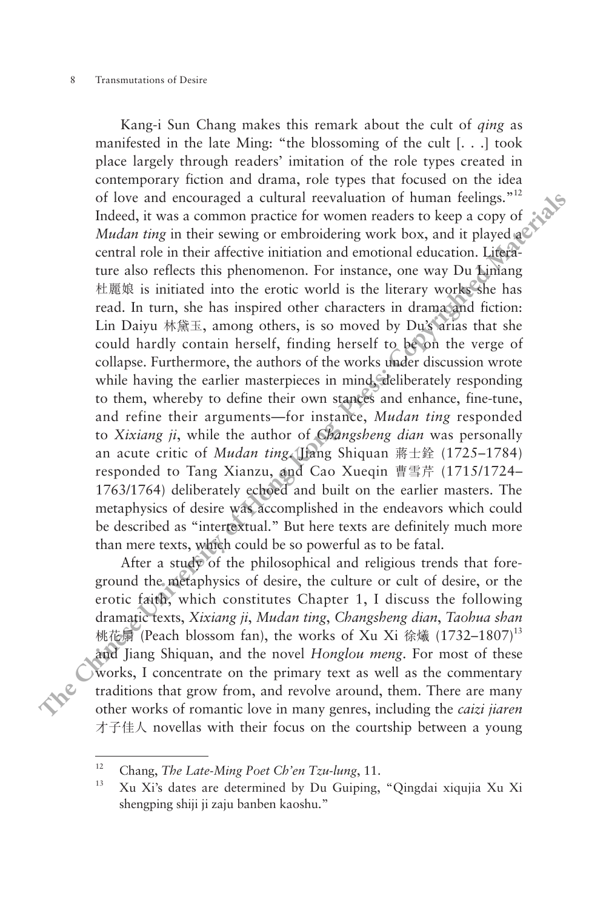Kang-i Sun Chang makes this remark about the cult of *qing* as manifested in the late Ming: "the blossoming of the cult [. . .] took place largely through readers' imitation of the role types created in contemporary fiction and drama, role types that focused on the idea of love and encouraged a cultural reevaluation of human feelings."[12] Indeed, it was a common practice for women readers to keep a copy of *Mudan ting* in their sewing or embroidering work box, and it played a central role in their affective initiation and emotional education. Literature also reflects this phenomenon. For instance, one way Du Liniang 杜麗娘 is initiated into the erotic world is the literary works she has read. In turn, she has inspired other characters in drama and fiction: Lin Daiyu 林黛玉, among others, is so moved by Du's arias that she could hardly contain herself, finding herself to be on the verge of collapse. Furthermore, the authors of the works under discussion wrote while having the earlier masterpieces in mind, deliberately responding to them, whereby to define their own stances and enhance, fine-tune, and refine their arguments—for instance, *Mudan ting* responded to *Xixiang ji*, while the author of *Changsheng dian* was personally an acute critic of *Mudan ting*. Jiang Shiquan 蔣士銓 (1725–1784) responded to Tang Xianzu, and Cao Xueqin 曹雪芹 (1715/1724–1763/1764) deliberately echoed and built on the earlier masters. The metaphysics of desire was accomplished in the endeavors which could be described as "intertextual." But here texts are definitely much more than mere texts, which could be so powerful as to be fatal.

After a study of the philosophical and religious trends that foreground the metaphysics of desire, the culture or cult of desire, or the erotic faith, which constitutes Chapter 1, I discuss the following dramatic texts, *Xixiang ji*, *Mudan ting*, *Changsheng dian*, *Taohua shan* 桃花扇 (Peach blossom fan), the works of Xu Xi 徐爔 (1732–1807)[13] and Jiang Shiquan, and the novel *Honglou meng*. For most of these works, I concentrate on the primary text as well as the commentary traditions that grow from, and revolve around, them. There are many other works of romantic love in many genres, including the *caizi jiaren* 才子佳人 novellas with their focus on the courtship between a young

[12] Chang, *The Late-Ming Poet Ch'en Tzu-lung*, 11.

[13] Xu Xi's dates are determined by Du Guiping, "Qingdai xiqujia Xu Xi shengping shiji ji zaju banben kaoshu."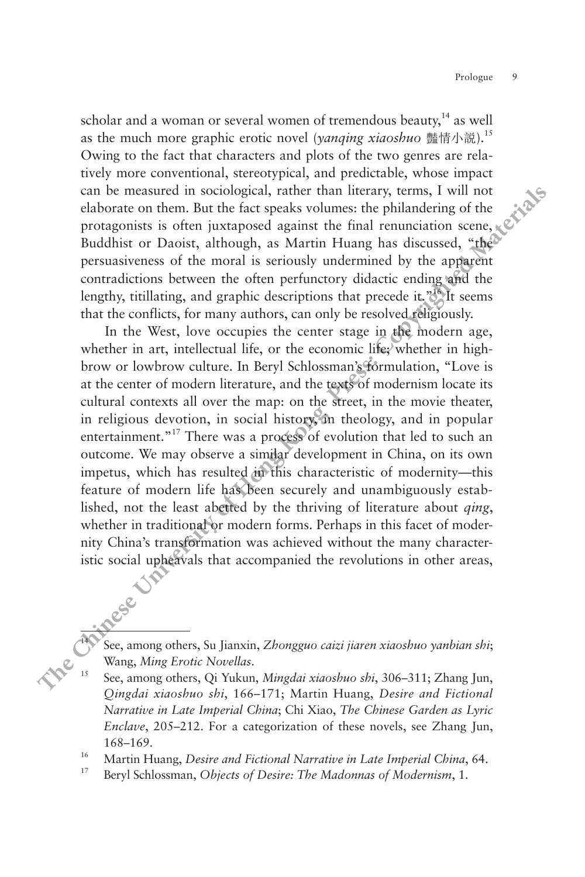scholar and a woman or several women of tremendous beauty,[14] as well as the much more graphic erotic novel (*yanqing xiaoshuo* 豔情小說).[15] Owing to the fact that characters and plots of the two genres are relatively more conventional, stereotypical, and predictable, whose impact can be measured in sociological, rather than literary, terms, I will not elaborate on them. But the fact speaks volumes: the philandering of the protagonists is often juxtaposed against the final renunciation scene, Buddhist or Daoist, although, as Martin Huang has discussed, "the persuasiveness of the moral is seriously undermined by the apparent contradictions between the often perfunctory didactic ending and the lengthy, titillating, and graphic descriptions that precede it."[16] It seems that the conflicts, for many authors, can only be resolved religiously.

In the West, love occupies the center stage in the modern age, whether in art, intellectual life, or the economic life; whether in highbrow or lowbrow culture. In Beryl Schlossman's formulation, "Love is at the center of modern literature, and the texts of modernism locate its cultural contexts all over the map: on the street, in the movie theater, in religious devotion, in social history, in theology, and in popular entertainment."[17] There was a process of evolution that led to such an outcome. We may observe a similar development in China, on its own impetus, which has resulted in this characteristic of modernity—this feature of modern life has been securely and unambiguously established, not the least abetted by the thriving of literature about *qing*, whether in traditional or modern forms. Perhaps in this facet of modernity China's transformation was achieved without the many characteristic social upheavals that accompanied the revolutions in other areas,

---

[14] See, among others, Su Jianxin, *Zhongguo caizi jiaren xiaoshuo yanbian shi*; Wang, *Ming Erotic Novellas*.

[15] See, among others, Qi Yukun, *Mingdai xiaoshuo shi*, 306–311; Zhang Jun, *Qingdai xiaoshuo shi*, 166–171; Martin Huang, *Desire and Fictional Narrative in Late Imperial China*; Chi Xiao, *The Chinese Garden as Lyric Enclave*, 205–212. For a categorization of these novels, see Zhang Jun, 168–169.

[16] Martin Huang, *Desire and Fictional Narrative in Late Imperial China*, 64.

[17] Beryl Schlossman, *Objects of Desire: The Madonnas of Modernism*, 1.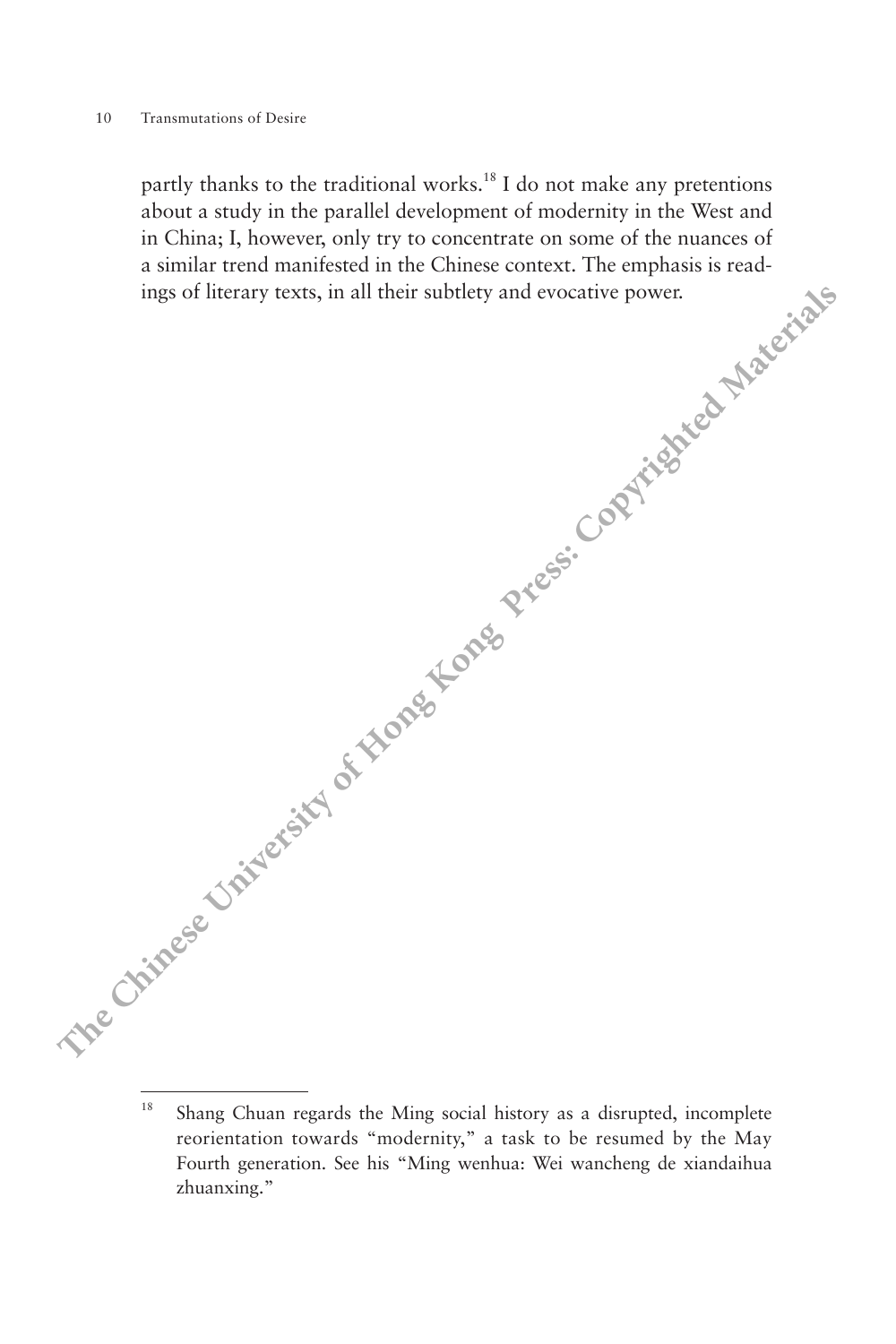partly thanks to the traditional works.[18] I do not make any pretentions about a study in the parallel development of modernity in the West and in China; I, however, only try to concentrate on some of the nuances of a similar trend manifested in the Chinese context. The emphasis is readings of literary texts, in all their subtlety and evocative power.

---

[18] Shang Chuan regards the Ming social history as a disrupted, incomplete reorientation towards "modernity," a task to be resumed by the May Fourth generation. See his "Ming wenhua: Wei wancheng de xiandaihua zhuanxing."